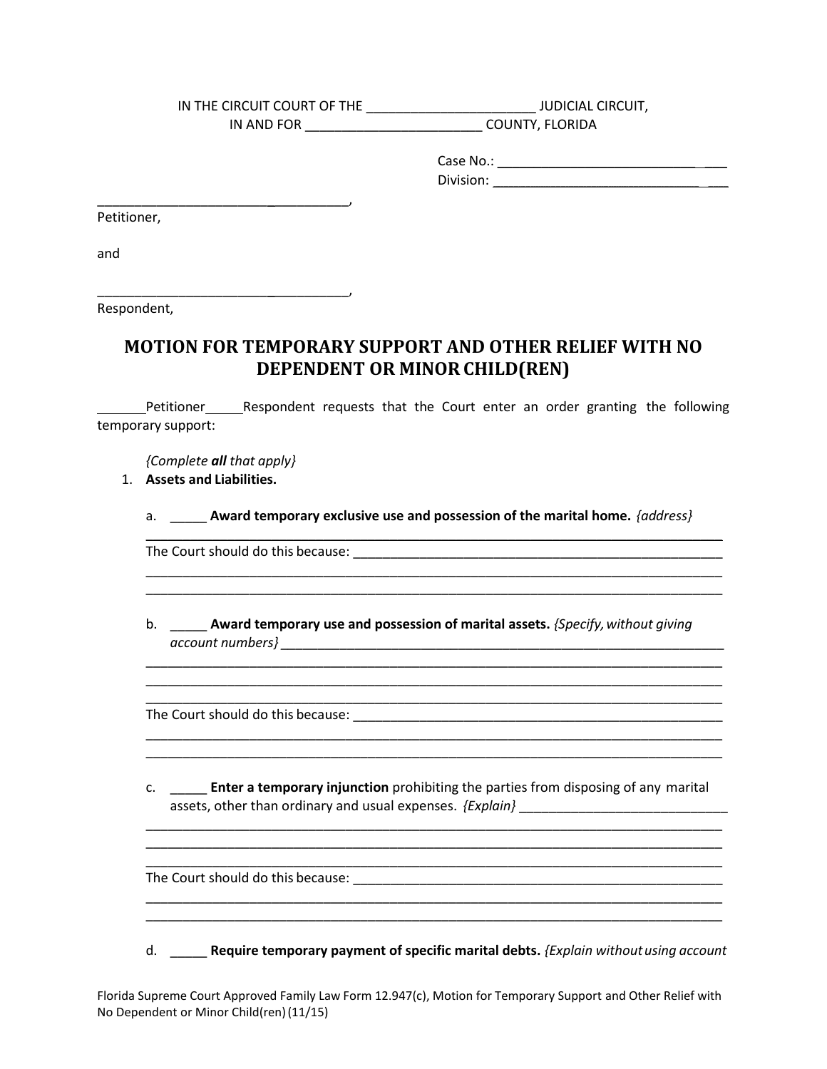IN THE CIRCUIT COURT OF THE _______________________ JUDICIAL CIRCUIT,
IN AND FOR ________________________ COUNTY, FLORIDA

Case No.: ____________________________

Division: ____________________________

___________________________________,
Petitioner,

and

___________________________________,
Respondent,

# MOTION FOR TEMPORARY SUPPORT AND OTHER RELIEF WITH NO DEPENDENT OR MINOR CHILD(REN)

_______Petitioner _____Respondent requests that the Court enter an order granting the following temporary support:

*{Complete **all** that apply}*

1. **Assets and Liabilities.**

   a. _____ **Award temporary exclusive use and possession of the marital home.** *{address}* ___________________________________________________________________________

   The Court should do this because: ______________________________________________
   ___________________________________________________________________________
   ___________________________________________________________________________

   b. _____ **Award temporary use and possession of marital assets.** *{Specify, without giving account numbers}* ______________________________________________________________
   ___________________________________________________________________________
   ___________________________________________________________________________
   ___________________________________________________________________________

   The Court should do this because: ______________________________________________
   ___________________________________________________________________________
   ___________________________________________________________________________

   c. _____ **Enter a temporary injunction** prohibiting the parties from disposing of any marital assets, other than ordinary and usual expenses. *{Explain}* _____________________________
   ___________________________________________________________________________
   ___________________________________________________________________________
   ___________________________________________________________________________

   The Court should do this because: ______________________________________________
   ___________________________________________________________________________
   ___________________________________________________________________________

   d. _____ **Require temporary payment of specific marital debts.** *{Explain without using account*

Florida Supreme Court Approved Family Law Form 12.947(c), Motion for Temporary Support and Other Relief with No Dependent or Minor Child(ren) (11/15)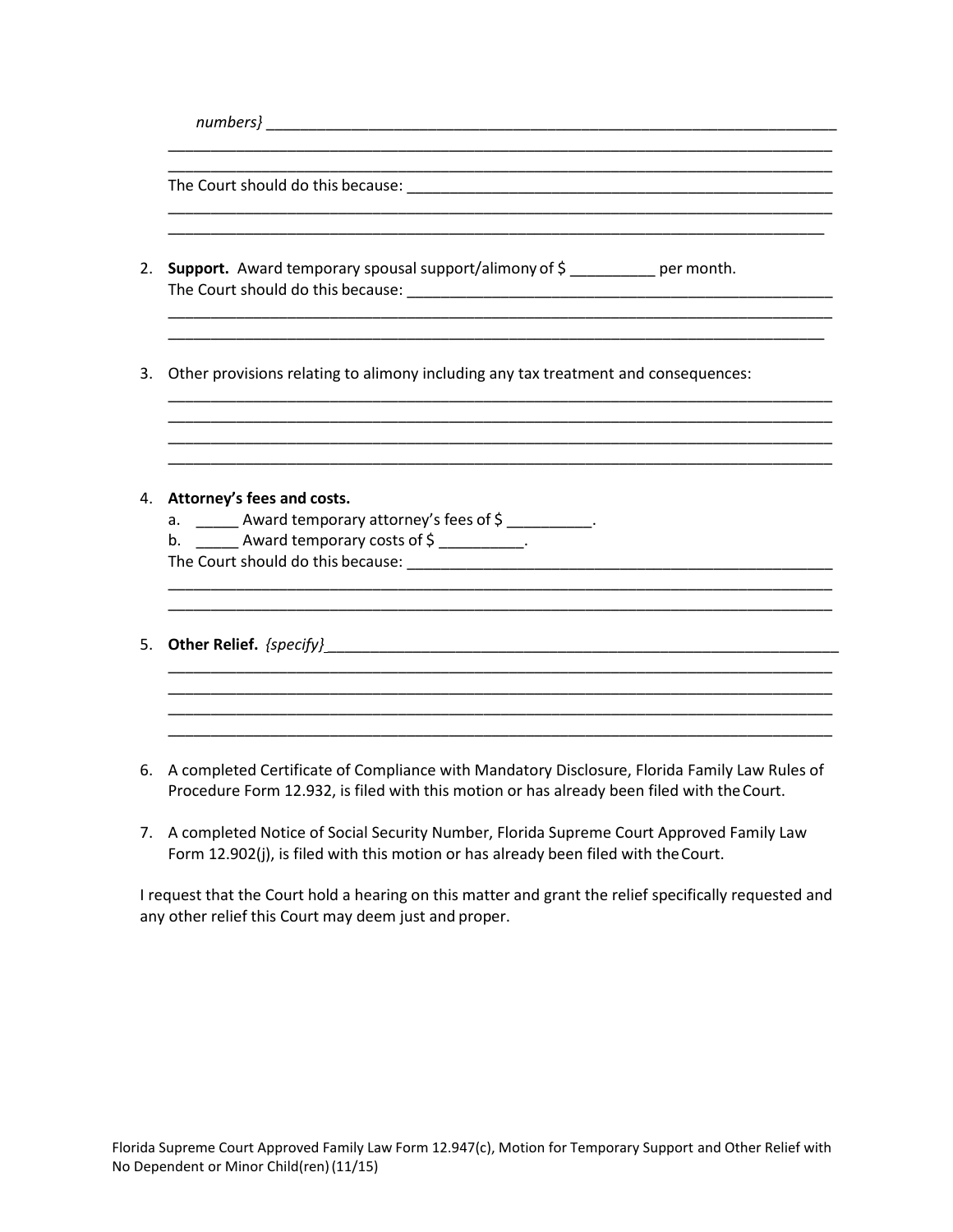*numbers}* ______________________________________________________________________
______________________________________________________________________________
______________________________________________________________________________
The Court should do this because: ______________________________________________
______________________________________________________________________________
______________________________________________________________________________

2. **Support.** Award temporary spousal support/alimony of $ __________ per month.
   The Court should do this because: ______________________________________________
   ______________________________________________________________________________
   ______________________________________________________________________________

3. Other provisions relating to alimony including any tax treatment and consequences:
   ______________________________________________________________________________
   ______________________________________________________________________________
   ______________________________________________________________________________
   ______________________________________________________________________________

4. **Attorney's fees and costs.**
   a. _____ Award temporary attorney's fees of $ __________.
   b. _____ Award temporary costs of $ __________.
   The Court should do this because: ______________________________________________
   ______________________________________________________________________________
   ______________________________________________________________________________

5. **Other Relief.** *{specify}*_________________________________________________________
   ______________________________________________________________________________
   ______________________________________________________________________________
   ______________________________________________________________________________
   ______________________________________________________________________________

6. A completed Certificate of Compliance with Mandatory Disclosure, Florida Family Law Rules of Procedure Form 12.932, is filed with this motion or has already been filed with the Court.

7. A completed Notice of Social Security Number, Florida Supreme Court Approved Family Law Form 12.902(j), is filed with this motion or has already been filed with the Court.

I request that the Court hold a hearing on this matter and grant the relief specifically requested and any other relief this Court may deem just and proper.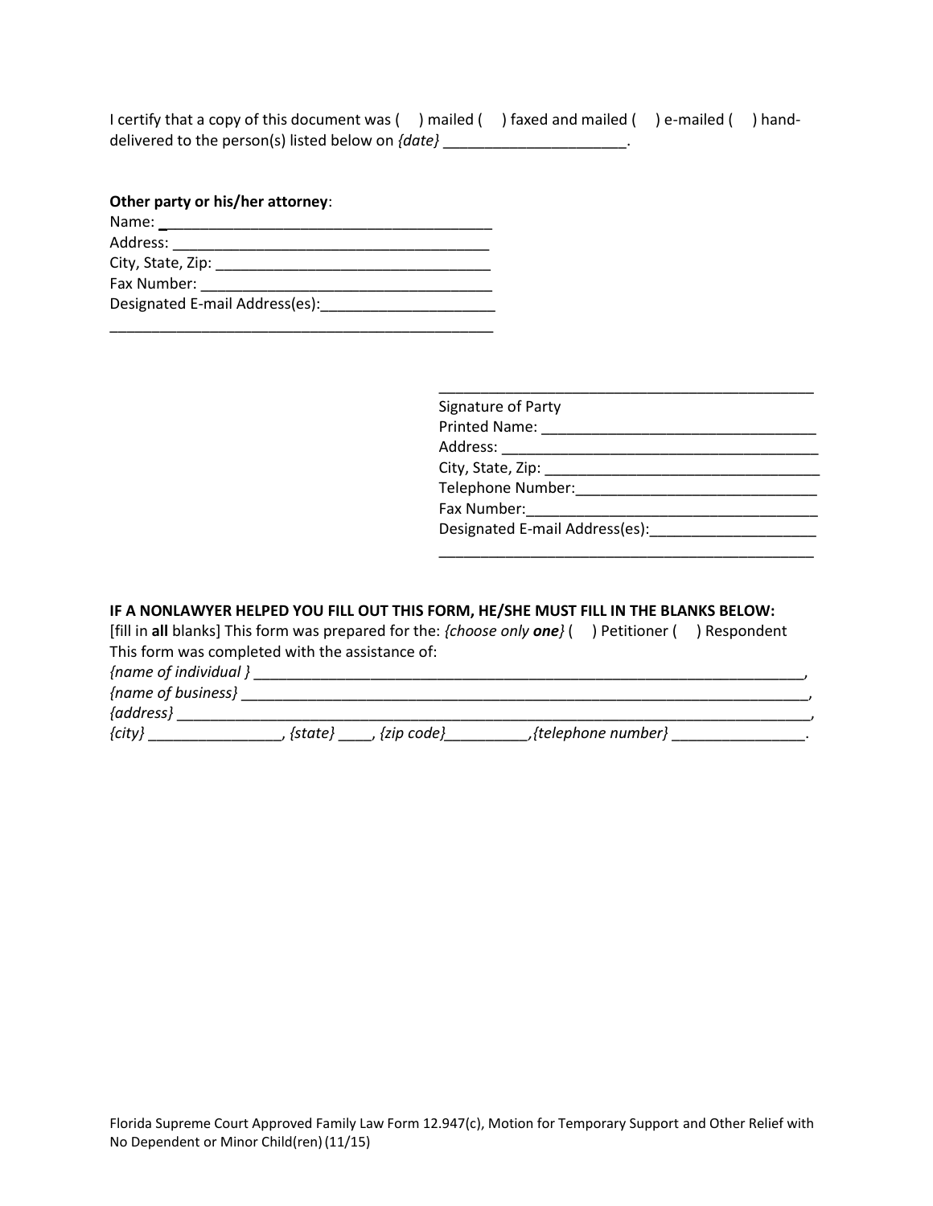I certify that a copy of this document was ( ) mailed ( ) faxed and mailed ( ) e-mailed ( ) hand-delivered to the person(s) listed below on *{date}* ______________________.

**Other party or his/her attorney**:
Name: ________________________________________
Address: ______________________________________
City, State, Zip: __________________________________
Fax Number: ___________________________________
Designated E-mail Address(es):_____________________
_______________________________________________

_______________________________________________
Signature of Party
Printed Name: __________________________________
Address: _______________________________________
City, State, Zip: _________________________________
Telephone Number:_____________________________
Fax Number:___________________________________
Designated E-mail Address(es):____________________
_______________________________________________

**IF A NONLAWYER HELPED YOU FILL OUT THIS FORM, HE/SHE MUST FILL IN THE BLANKS BELOW:**
[fill in **all** blanks] This form was prepared for the: *{choose only **one**}* ( ) Petitioner ( ) Respondent
This form was completed with the assistance of:
*{name of individual }* ____________________________________________________________________,
*{name of business}* _____________________________________________________________________,
*{address}* _____________________________________________________________________________,
*{city}* ________________, *{state}* ____, *{zip code}*__________,*{telephone number}* ________________.

Florida Supreme Court Approved Family Law Form 12.947(c), Motion for Temporary Support and Other Relief with No Dependent or Minor Child(ren) (11/15)